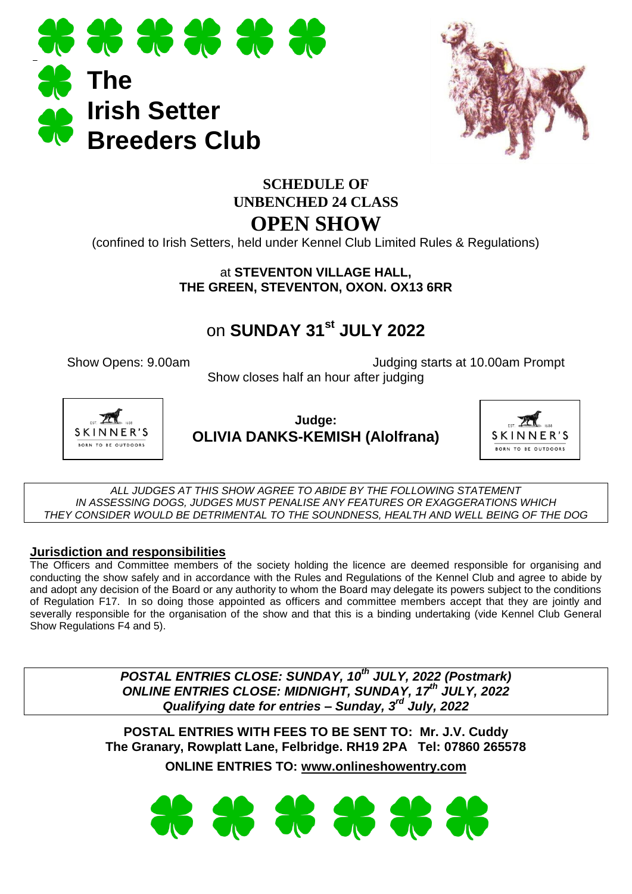# The Irish Setter Breeders Club

**SCHEDULE OF**
**UNBENCHED 24 CLASS**

## OPEN SHOW

(confined to Irish Setters, held under Kennel Club Limited Rules & Regulations)

at **STEVENTON VILLAGE HALL,**
**THE GREEN, STEVENTON, OXON. OX13 6RR**

## on SUNDAY 31st JULY 2022

Show Opens: 9.00am

Judging starts at 10.00am Prompt

Show closes half an hour after judging

SKINNER'S BORN TO BE OUTDOORS

**Judge:**
**OLIVIA DANKS-KEMISH (Alolfrana)**

SKINNER'S BORN TO BE OUTDOORS

*ALL JUDGES AT THIS SHOW AGREE TO ABIDE BY THE FOLLOWING STATEMENT*
*IN ASSESSING DOGS, JUDGES MUST PENALISE ANY FEATURES OR EXAGGERATIONS WHICH THEY CONSIDER WOULD BE DETRIMENTAL TO THE SOUNDNESS, HEALTH AND WELL BEING OF THE DOG*

**Jurisdiction and responsibilities**

The Officers and Committee members of the society holding the licence are deemed responsible for organising and conducting the show safely and in accordance with the Rules and Regulations of the Kennel Club and agree to abide by and adopt any decision of the Board or any authority to whom the Board may delegate its powers subject to the conditions of Regulation F17. In so doing those appointed as officers and committee members accept that they are jointly and severally responsible for the organisation of the show and that this is a binding undertaking (vide Kennel Club General Show Regulations F4 and 5).

***POSTAL ENTRIES CLOSE: SUNDAY, 10th JULY, 2022 (Postmark)***
***ONLINE ENTRIES CLOSE: MIDNIGHT, SUNDAY, 17th JULY, 2022***
***Qualifying date for entries – Sunday, 3rd July, 2022***

**POSTAL ENTRIES WITH FEES TO BE SENT TO: Mr. J.V. Cuddy**
**The Granary, Rowplatt Lane, Felbridge. RH19 2PA Tel: 07860 265578**

**ONLINE ENTRIES TO: www.onlineshowentry.com**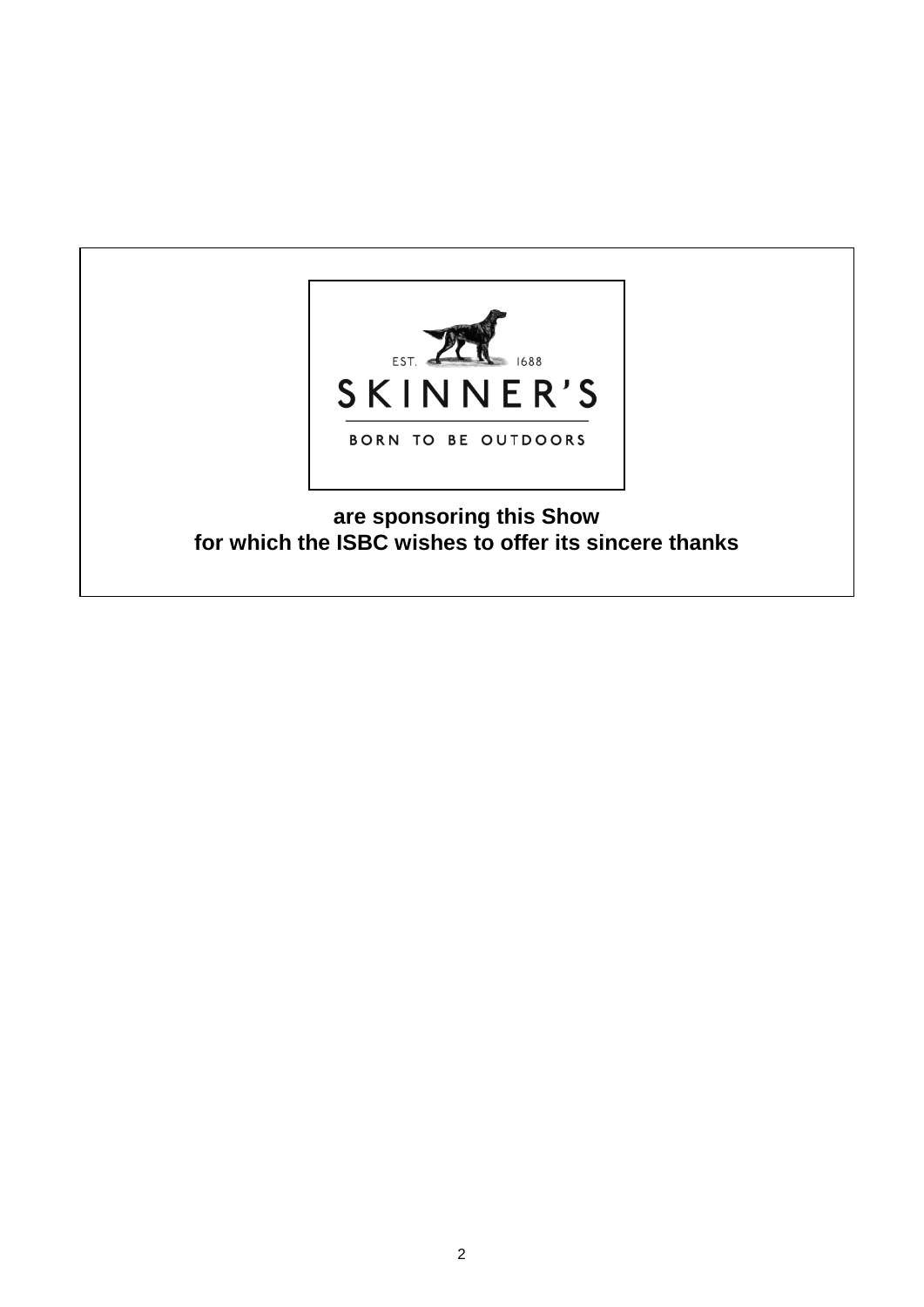EST. 1688

SKINNER'S

BORN TO BE OUTDOORS

**are sponsoring this Show**
**for which the ISBC wishes to offer its sincere thanks**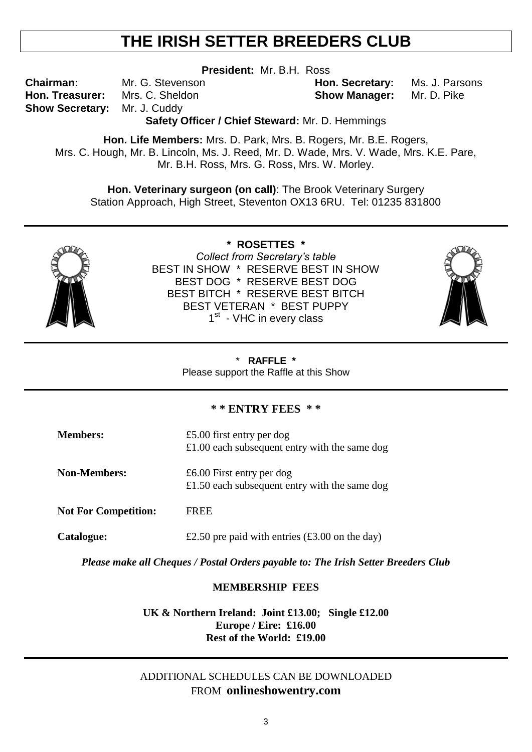# THE IRISH SETTER BREEDERS CLUB

**President:** Mr. B.H. Ross

**Chairman:** Mr. G. Stevenson
**Hon. Secretary:** Ms. J. Parsons
**Hon. Treasurer:** Mrs. C. Sheldon
**Show Manager:** Mr. D. Pike
**Show Secretary:** Mr. J. Cuddy

**Safety Officer / Chief Steward:** Mr. D. Hemmings

**Hon. Life Members:** Mrs. D. Park, Mrs. B. Rogers, Mr. B.E. Rogers, Mrs. C. Hough, Mr. B. Lincoln, Ms. J. Reed, Mr. D. Wade, Mrs. V. Wade, Mrs. K.E. Pare, Mr. B.H. Ross, Mrs. G. Ross, Mrs. W. Morley.

**Hon. Veterinary surgeon (on call)**: The Brook Veterinary Surgery
Station Approach, High Street, Steventon OX13 6RU. Tel: 01235 831800

---

**\* ROSETTES \***

*Collect from Secretary's table*

BEST IN SHOW * RESERVE BEST IN SHOW
BEST DOG * RESERVE BEST DOG
BEST BITCH * RESERVE BEST BITCH
BEST VETERAN * BEST PUPPY
1st - VHC in every class

---

\* **RAFFLE \***

Please support the Raffle at this Show

---

**\* \* ENTRY FEES \* \***

**Members:** £5.00 first entry per dog
£1.00 each subsequent entry with the same dog

**Non-Members:** £6.00 First entry per dog
£1.50 each subsequent entry with the same dog

**Not For Competition:** FREE

**Catalogue:** £2.50 pre paid with entries (£3.00 on the day)

***Please make all Cheques / Postal Orders payable to: The Irish Setter Breeders Club***

**MEMBERSHIP FEES**

**UK & Northern Ireland: Joint £13.00; Single £12.00**
**Europe / Eire: £16.00**
**Rest of the World: £19.00**

---

ADDITIONAL SCHEDULES CAN BE DOWNLOADED FROM **onlineshowentry.com**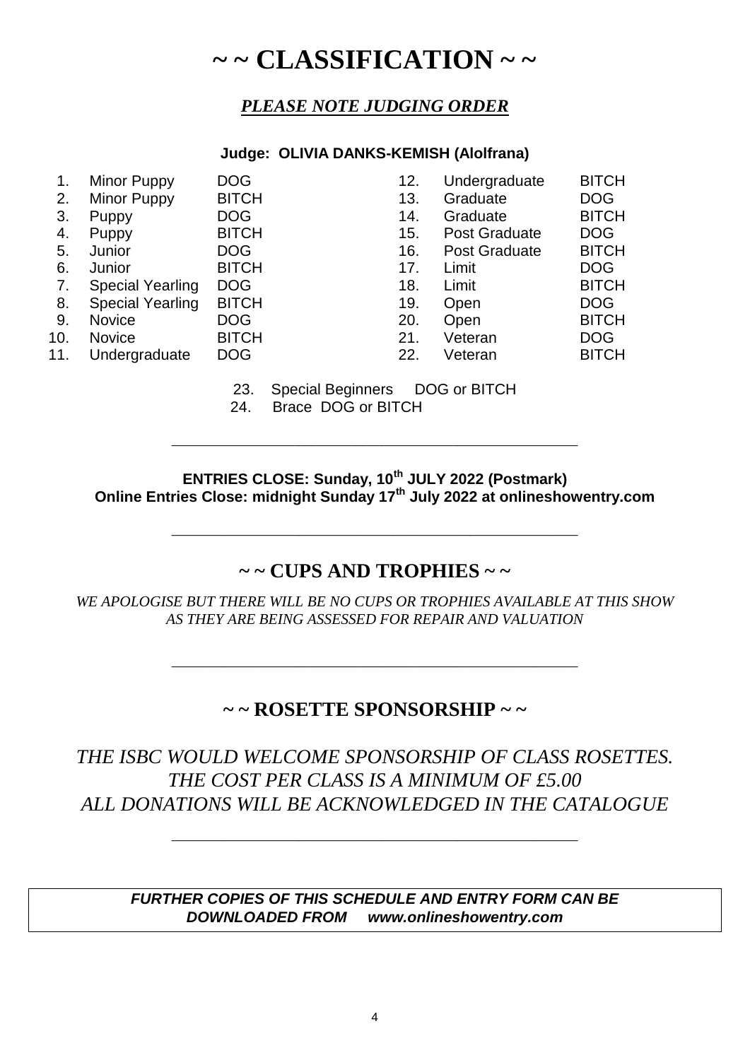# ~ ~ CLASSIFICATION ~ ~

***PLEASE NOTE JUDGING ORDER***

**Judge: OLIVIA DANKS-KEMISH (Alolfrana)**

1. Minor Puppy DOG
2. Minor Puppy BITCH
3. Puppy DOG
4. Puppy BITCH
5. Junior DOG
6. Junior BITCH
7. Special Yearling DOG
8. Special Yearling BITCH
9. Novice DOG
10. Novice BITCH
11. Undergraduate DOG
12. Undergraduate BITCH
13. Graduate DOG
14. Graduate BITCH
15. Post Graduate DOG
16. Post Graduate BITCH
17. Limit DOG
18. Limit BITCH
19. Open DOG
20. Open BITCH
21. Veteran DOG
22. Veteran BITCH
23. Special Beginners DOG or BITCH
24. Brace DOG or BITCH

---

**ENTRIES CLOSE: Sunday, 10th JULY 2022 (Postmark)**
**Online Entries Close: midnight Sunday 17th July 2022 at onlineshowentry.com**

---

## ~ ~ CUPS AND TROPHIES ~ ~

*WE APOLOGISE BUT THERE WILL BE NO CUPS OR TROPHIES AVAILABLE AT THIS SHOW AS THEY ARE BEING ASSESSED FOR REPAIR AND VALUATION*

---

## ~ ~ ROSETTE SPONSORSHIP ~ ~

*THE ISBC WOULD WELCOME SPONSORSHIP OF CLASS ROSETTES.*
*THE COST PER CLASS IS A MINIMUM OF £5.00*
*ALL DONATIONS WILL BE ACKNOWLEDGED IN THE CATALOGUE*

---

***FURTHER COPIES OF THIS SCHEDULE AND ENTRY FORM CAN BE DOWNLOADED FROM www.onlineshowentry.com***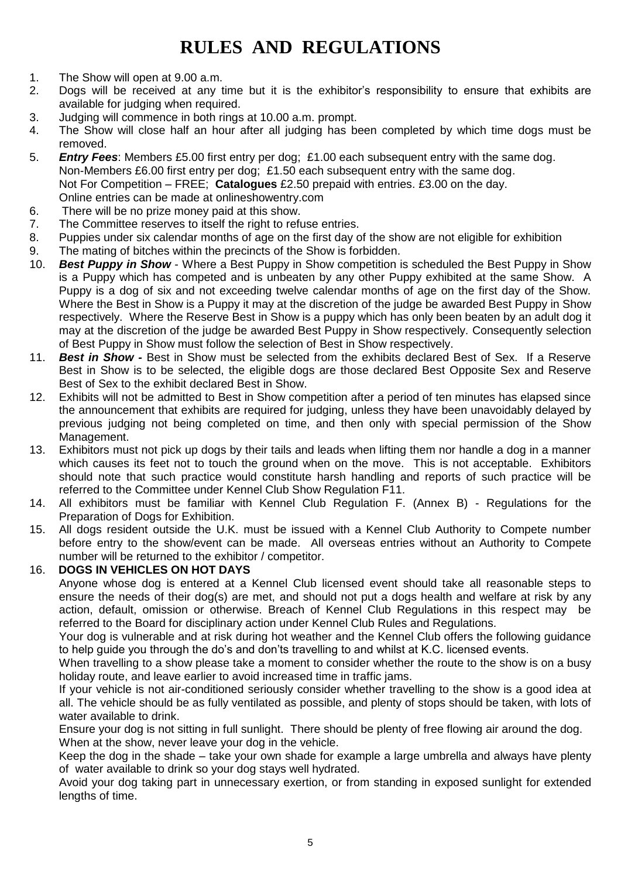# RULES AND REGULATIONS

1. The Show will open at 9.00 a.m.
2. Dogs will be received at any time but it is the exhibitor's responsibility to ensure that exhibits are available for judging when required.
3. Judging will commence in both rings at 10.00 a.m. prompt.
4. The Show will close half an hour after all judging has been completed by which time dogs must be removed.
5. ***Entry Fees***: Members £5.00 first entry per dog; £1.00 each subsequent entry with the same dog.
   Non-Members £6.00 first entry per dog; £1.50 each subsequent entry with the same dog.
   Not For Competition – FREE; **Catalogues** £2.50 prepaid with entries. £3.00 on the day.
   Online entries can be made at onlineshowentry.com
6. There will be no prize money paid at this show.
7. The Committee reserves to itself the right to refuse entries.
8. Puppies under six calendar months of age on the first day of the show are not eligible for exhibition
9. The mating of bitches within the precincts of the Show is forbidden.
10. ***Best Puppy in Show*** - Where a Best Puppy in Show competition is scheduled the Best Puppy in Show is a Puppy which has competed and is unbeaten by any other Puppy exhibited at the same Show. A Puppy is a dog of six and not exceeding twelve calendar months of age on the first day of the Show. Where the Best in Show is a Puppy it may at the discretion of the judge be awarded Best Puppy in Show respectively. Where the Reserve Best in Show is a puppy which has only been beaten by an adult dog it may at the discretion of the judge be awarded Best Puppy in Show respectively. Consequently selection of Best Puppy in Show must follow the selection of Best in Show respectively.
11. ***Best in Show -*** Best in Show must be selected from the exhibits declared Best of Sex. If a Reserve Best in Show is to be selected, the eligible dogs are those declared Best Opposite Sex and Reserve Best of Sex to the exhibit declared Best in Show.
12. Exhibits will not be admitted to Best in Show competition after a period of ten minutes has elapsed since the announcement that exhibits are required for judging, unless they have been unavoidably delayed by previous judging not being completed on time, and then only with special permission of the Show Management.
13. Exhibitors must not pick up dogs by their tails and leads when lifting them nor handle a dog in a manner which causes its feet not to touch the ground when on the move. This is not acceptable. Exhibitors should note that such practice would constitute harsh handling and reports of such practice will be referred to the Committee under Kennel Club Show Regulation F11.
14. All exhibitors must be familiar with Kennel Club Regulation F. (Annex B) - Regulations for the Preparation of Dogs for Exhibition.
15. All dogs resident outside the U.K. must be issued with a Kennel Club Authority to Compete number before entry to the show/event can be made. All overseas entries without an Authority to Compete number will be returned to the exhibitor / competitor.
16. **DOGS IN VEHICLES ON HOT DAYS**

   Anyone whose dog is entered at a Kennel Club licensed event should take all reasonable steps to ensure the needs of their dog(s) are met, and should not put a dogs health and welfare at risk by any action, default, omission or otherwise. Breach of Kennel Club Regulations in this respect may be referred to the Board for disciplinary action under Kennel Club Rules and Regulations.

   Your dog is vulnerable and at risk during hot weather and the Kennel Club offers the following guidance to help guide you through the do's and don'ts travelling to and whilst at K.C. licensed events.

   When travelling to a show please take a moment to consider whether the route to the show is on a busy holiday route, and leave earlier to avoid increased time in traffic jams.

   If your vehicle is not air-conditioned seriously consider whether travelling to the show is a good idea at all. The vehicle should be as fully ventilated as possible, and plenty of stops should be taken, with lots of water available to drink.

   Ensure your dog is not sitting in full sunlight. There should be plenty of free flowing air around the dog.

   When at the show, never leave your dog in the vehicle.

   Keep the dog in the shade – take your own shade for example a large umbrella and always have plenty of water available to drink so your dog stays well hydrated.

   Avoid your dog taking part in unnecessary exertion, or from standing in exposed sunlight for extended lengths of time.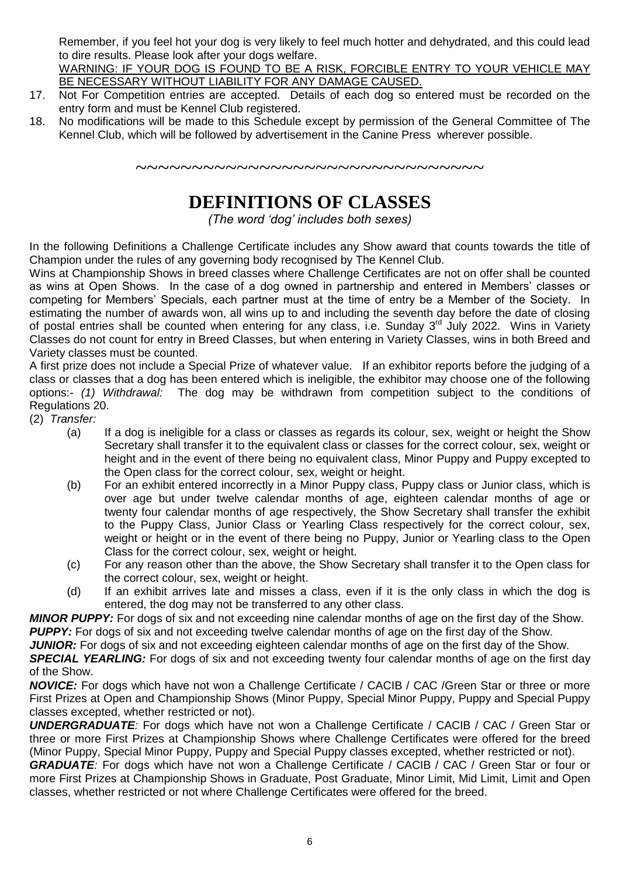Remember, if you feel hot your dog is very likely to feel much hotter and dehydrated, and this could lead to dire results. Please look after your dogs welfare.

<u>WARNING: IF YOUR DOG IS FOUND TO BE A RISK, FORCIBLE ENTRY TO YOUR VEHICLE MAY BE NECESSARY WITHOUT LIABILITY FOR ANY DAMAGE CAUSED.</u>

17. Not For Competition entries are accepted. Details of each dog so entered must be recorded on the entry form and must be Kennel Club registered.
18. No modifications will be made to this Schedule except by permission of the General Committee of The Kennel Club, which will be followed by advertisement in the Canine Press wherever possible.

~~~~~~~~~~~~~~~~~~~~~~~~~~~~~~~~~~

# DEFINITIONS OF CLASSES

*(The word 'dog' includes both sexes)*

In the following Definitions a Challenge Certificate includes any Show award that counts towards the title of Champion under the rules of any governing body recognised by The Kennel Club.

Wins at Championship Shows in breed classes where Challenge Certificates are not on offer shall be counted as wins at Open Shows. In the case of a dog owned in partnership and entered in Members' classes or competing for Members' Specials, each partner must at the time of entry be a Member of the Society. In estimating the number of awards won, all wins up to and including the seventh day before the date of closing of postal entries shall be counted when entering for any class, i.e. Sunday 3rd July 2022. Wins in Variety Classes do not count for entry in Breed Classes, but when entering in Variety Classes, wins in both Breed and Variety classes must be counted.

A first prize does not include a Special Prize of whatever value. If an exhibitor reports before the judging of a class or classes that a dog has been entered which is ineligible, the exhibitor may choose one of the following options:- *(1) Withdrawal:* The dog may be withdrawn from competition subject to the conditions of Regulations 20.

(2) *Transfer:*

(a) If a dog is ineligible for a class or classes as regards its colour, sex, weight or height the Show Secretary shall transfer it to the equivalent class or classes for the correct colour, sex, weight or height and in the event of there being no equivalent class, Minor Puppy and Puppy excepted to the Open class for the correct colour, sex, weight or height.

(b) For an exhibit entered incorrectly in a Minor Puppy class, Puppy class or Junior class, which is over age but under twelve calendar months of age, eighteen calendar months of age or twenty four calendar months of age respectively, the Show Secretary shall transfer the exhibit to the Puppy Class, Junior Class or Yearling Class respectively for the correct colour, sex, weight or height or in the event of there being no Puppy, Junior or Yearling class to the Open Class for the correct colour, sex, weight or height.

(c) For any reason other than the above, the Show Secretary shall transfer it to the Open class for the correct colour, sex, weight or height.

(d) If an exhibit arrives late and misses a class, even if it is the only class in which the dog is entered, the dog may not be transferred to any other class.

***MINOR PUPPY:*** For dogs of six and not exceeding nine calendar months of age on the first day of the Show.

***PUPPY:*** For dogs of six and not exceeding twelve calendar months of age on the first day of the Show.

***JUNIOR:*** For dogs of six and not exceeding eighteen calendar months of age on the first day of the Show.

***SPECIAL YEARLING:*** For dogs of six and not exceeding twenty four calendar months of age on the first day of the Show.

***NOVICE:*** For dogs which have not won a Challenge Certificate / CACIB / CAC /Green Star or three or more First Prizes at Open and Championship Shows (Minor Puppy, Special Minor Puppy, Puppy and Special Puppy classes excepted, whether restricted or not).

***UNDERGRADUATE:*** For dogs which have not won a Challenge Certificate / CACIB / CAC / Green Star or three or more First Prizes at Championship Shows where Challenge Certificates were offered for the breed (Minor Puppy, Special Minor Puppy, Puppy and Special Puppy classes excepted, whether restricted or not).

***GRADUATE:*** For dogs which have not won a Challenge Certificate / CACIB / CAC / Green Star or four or more First Prizes at Championship Shows in Graduate, Post Graduate, Minor Limit, Mid Limit, Limit and Open classes, whether restricted or not where Challenge Certificates were offered for the breed.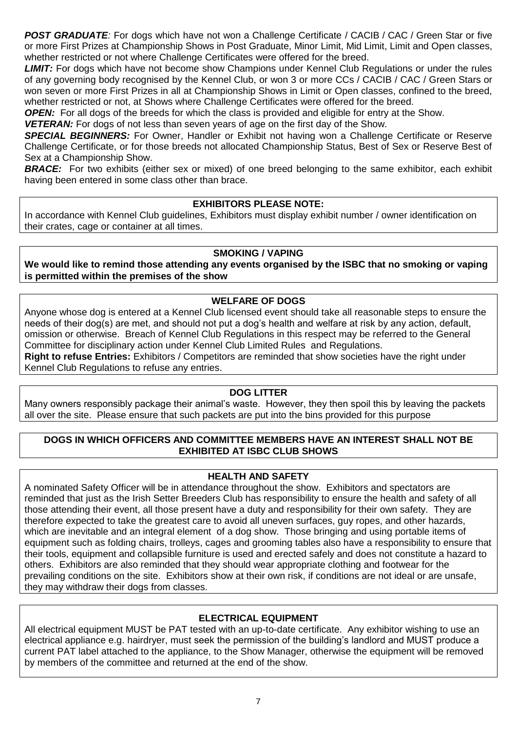***POST GRADUATE**:* For dogs which have not won a Challenge Certificate / CACIB / CAC / Green Star or five or more First Prizes at Championship Shows in Post Graduate, Minor Limit, Mid Limit, Limit and Open classes, whether restricted or not where Challenge Certificates were offered for the breed.

***LIMIT:*** For dogs which have not become show Champions under Kennel Club Regulations or under the rules of any governing body recognised by the Kennel Club, or won 3 or more CCs / CACIB / CAC / Green Stars or won seven or more First Prizes in all at Championship Shows in Limit or Open classes, confined to the breed, whether restricted or not, at Shows where Challenge Certificates were offered for the breed.

***OPEN:*** For all dogs of the breeds for which the class is provided and eligible for entry at the Show.

***VETERAN:*** For dogs of not less than seven years of age on the first day of the Show.

***SPECIAL BEGINNERS:*** For Owner, Handler or Exhibit not having won a Challenge Certificate or Reserve Challenge Certificate, or for those breeds not allocated Championship Status, Best of Sex or Reserve Best of Sex at a Championship Show.

***BRACE:*** For two exhibits (either sex or mixed) of one breed belonging to the same exhibitor, each exhibit having been entered in some class other than brace.

**EXHIBITORS PLEASE NOTE:**

In accordance with Kennel Club guidelines, Exhibitors must display exhibit number / owner identification on their crates, cage or container at all times.

**SMOKING / VAPING**

**We would like to remind those attending any events organised by the ISBC that no smoking or vaping is permitted within the premises of the show**

**WELFARE OF DOGS**

Anyone whose dog is entered at a Kennel Club licensed event should take all reasonable steps to ensure the needs of their dog(s) are met, and should not put a dog's health and welfare at risk by any action, default, omission or otherwise. Breach of Kennel Club Regulations in this respect may be referred to the General Committee for disciplinary action under Kennel Club Limited Rules and Regulations.

**Right to refuse Entries:** Exhibitors / Competitors are reminded that show societies have the right under Kennel Club Regulations to refuse any entries.

**DOG LITTER**

Many owners responsibly package their animal's waste. However, they then spoil this by leaving the packets all over the site. Please ensure that such packets are put into the bins provided for this purpose

**DOGS IN WHICH OFFICERS AND COMMITTEE MEMBERS HAVE AN INTEREST SHALL NOT BE EXHIBITED AT ISBC CLUB SHOWS**

**HEALTH AND SAFETY**

A nominated Safety Officer will be in attendance throughout the show. Exhibitors and spectators are reminded that just as the Irish Setter Breeders Club has responsibility to ensure the health and safety of all those attending their event, all those present have a duty and responsibility for their own safety. They are therefore expected to take the greatest care to avoid all uneven surfaces, guy ropes, and other hazards, which are inevitable and an integral element of a dog show. Those bringing and using portable items of equipment such as folding chairs, trolleys, cages and grooming tables also have a responsibility to ensure that their tools, equipment and collapsible furniture is used and erected safely and does not constitute a hazard to others. Exhibitors are also reminded that they should wear appropriate clothing and footwear for the prevailing conditions on the site. Exhibitors show at their own risk, if conditions are not ideal or are unsafe, they may withdraw their dogs from classes.

**ELECTRICAL EQUIPMENT**

All electrical equipment MUST be PAT tested with an up-to-date certificate. Any exhibitor wishing to use an electrical appliance e.g. hairdryer, must seek the permission of the building's landlord and MUST produce a current PAT label attached to the appliance, to the Show Manager, otherwise the equipment will be removed by members of the committee and returned at the end of the show.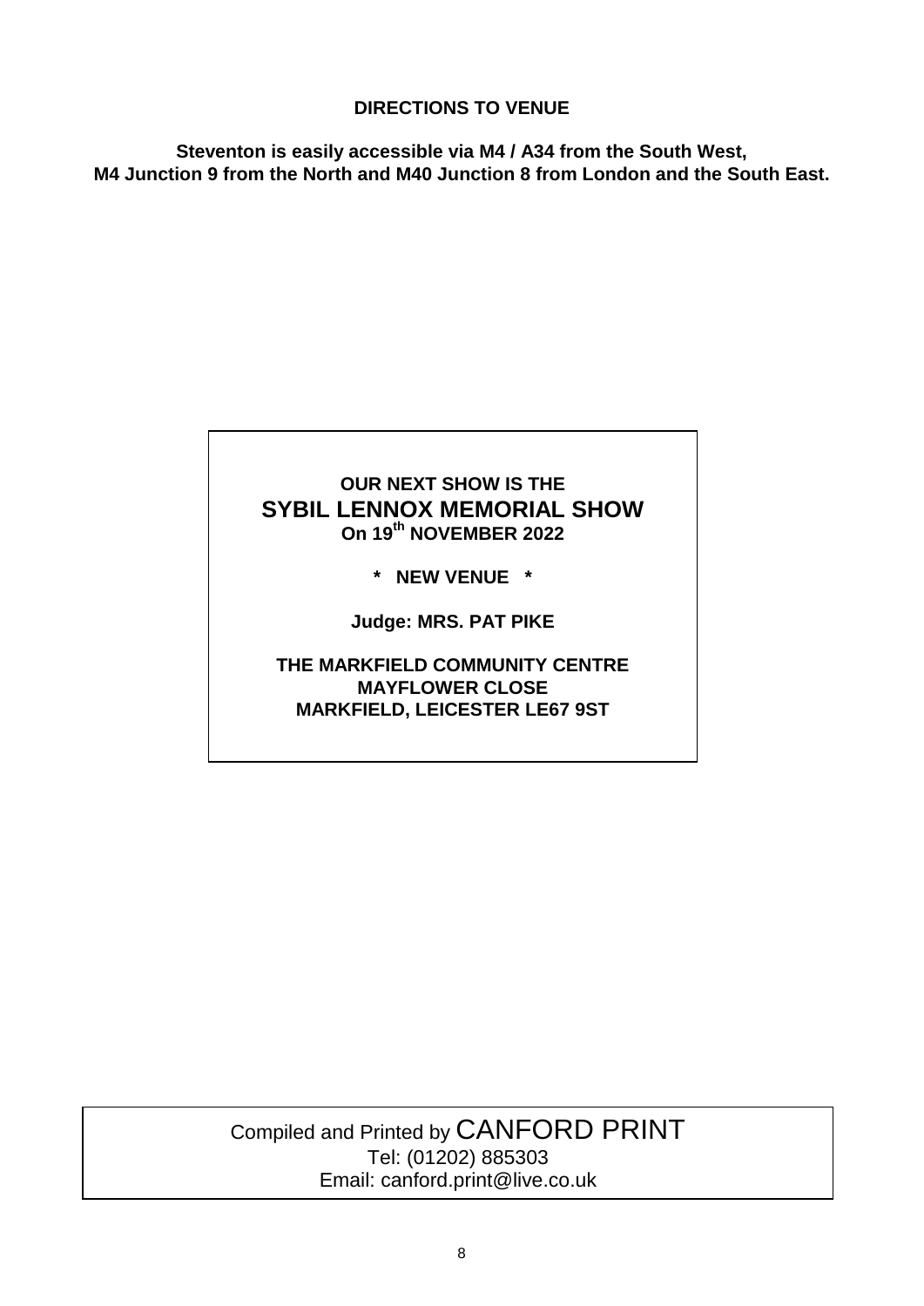## DIRECTIONS TO VENUE

**Steventon is easily accessible via M4 / A34 from the South West, M4 Junction 9 from the North and M40 Junction 8 from London and the South East.**

**OUR NEXT SHOW IS THE**

**SYBIL LENNOX MEMORIAL SHOW**

**On 19th NOVEMBER 2022**

**\* NEW VENUE \***

**Judge: MRS. PAT PIKE**

**THE MARKFIELD COMMUNITY CENTRE**
**MAYFLOWER CLOSE**
**MARKFIELD, LEICESTER LE67 9ST**

Compiled and Printed by CANFORD PRINT
Tel: (01202) 885303
Email: canford.print@live.co.uk